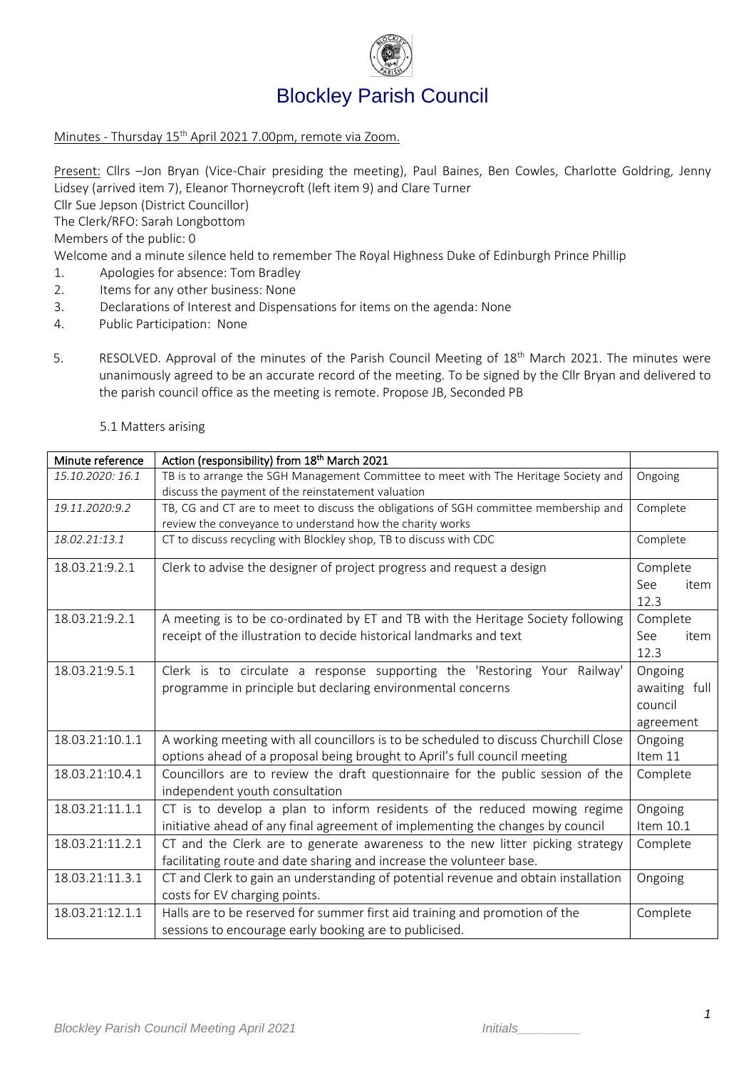# Blockley Parish Council

Minutes - Thursday 15th April 2021 7.00pm, remote via Zoom.

Present: Cllrs –Jon Bryan (Vice-Chair presiding the meeting), Paul Baines, Ben Cowles, Charlotte Goldring, Jenny Lidsey (arrived item 7), Eleanor Thorneycroft (left item 9) and Clare Turner

Cllr Sue Jepson (District Councillor)

The Clerk/RFO: Sarah Longbottom

Members of the public: 0

Welcome and a minute silence held to remember The Royal Highness Duke of Edinburgh Prince Phillip

1. Apologies for absence: Tom Bradley
2. Items for any other business: None
3. Declarations of Interest and Dispensations for items on the agenda: None
4. Public Participation: None
5. RESOLVED. Approval of the minutes of the Parish Council Meeting of 18th March 2021. The minutes were unanimously agreed to be an accurate record of the meeting. To be signed by the Cllr Bryan and delivered to the parish council office as the meeting is remote. Propose JB, Seconded PB

   5.1 Matters arising

| Minute reference | Action (responsibility) from 18th March 2021 | |
|---|---|---|
| *15.10.2020: 16.1* | TB is to arrange the SGH Management Committee to meet with The Heritage Society and discuss the payment of the reinstatement valuation | Ongoing |
| *19.11.2020:9.2* | TB, CG and CT are to meet to discuss the obligations of SGH committee membership and review the conveyance to understand how the charity works | Complete |
| *18.02.21:13.1* | CT to discuss recycling with Blockley shop, TB to discuss with CDC | Complete |
| 18.03.21:9.2.1 | Clerk to advise the designer of project progress and request a design | Complete See item 12.3 |
| 18.03.21:9.2.1 | A meeting is to be co-ordinated by ET and TB with the Heritage Society following receipt of the illustration to decide historical landmarks and text | Complete See item 12.3 |
| 18.03.21:9.5.1 | Clerk is to circulate a response supporting the 'Restoring Your Railway' programme in principle but declaring environmental concerns | Ongoing awaiting full council agreement |
| 18.03.21:10.1.1 | A working meeting with all councillors is to be scheduled to discuss Churchill Close options ahead of a proposal being brought to April's full council meeting | Ongoing Item 11 |
| 18.03.21:10.4.1 | Councillors are to review the draft questionnaire for the public session of the independent youth consultation | Complete |
| 18.03.21:11.1.1 | CT is to develop a plan to inform residents of the reduced mowing regime initiative ahead of any final agreement of implementing the changes by council | Ongoing Item 10.1 |
| 18.03.21:11.2.1 | CT and the Clerk are to generate awareness to the new litter picking strategy facilitating route and date sharing and increase the volunteer base. | Complete |
| 18.03.21:11.3.1 | CT and Clerk to gain an understanding of potential revenue and obtain installation costs for EV charging points. | Ongoing |
| 18.03.21:12.1.1 | Halls are to be reserved for summer first aid training and promotion of the sessions to encourage early booking are to publicised. | Complete |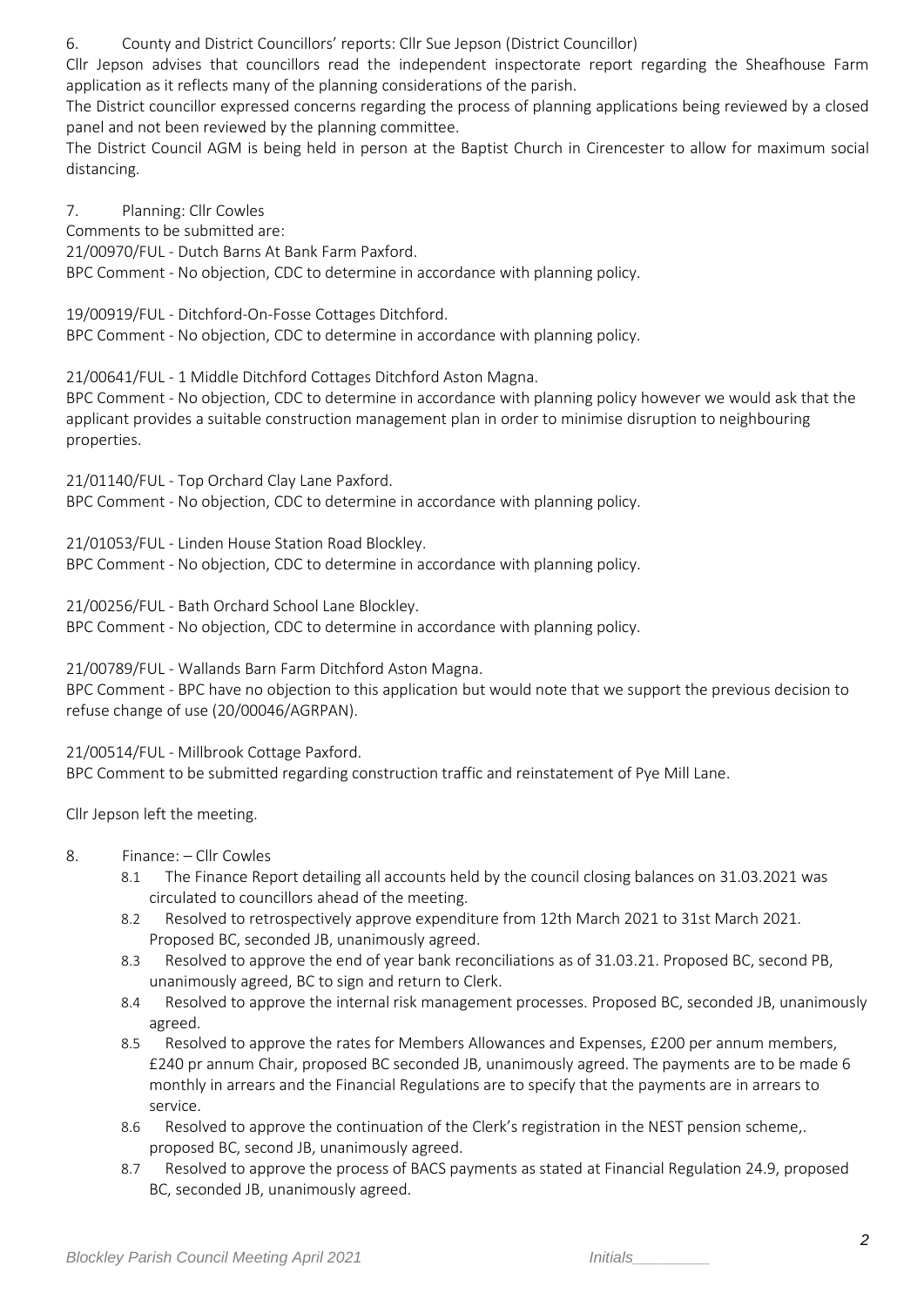6. County and District Councillors' reports: Cllr Sue Jepson (District Councillor)

Cllr Jepson advises that councillors read the independent inspectorate report regarding the Sheafhouse Farm application as it reflects many of the planning considerations of the parish.

The District councillor expressed concerns regarding the process of planning applications being reviewed by a closed panel and not been reviewed by the planning committee.

The District Council AGM is being held in person at the Baptist Church in Cirencester to allow for maximum social distancing.

7. Planning: Cllr Cowles

Comments to be submitted are:

21/00970/FUL - Dutch Barns At Bank Farm Paxford.
BPC Comment - No objection, CDC to determine in accordance with planning policy.

19/00919/FUL - Ditchford-On-Fosse Cottages Ditchford.
BPC Comment - No objection, CDC to determine in accordance with planning policy.

21/00641/FUL - 1 Middle Ditchford Cottages Ditchford Aston Magna.
BPC Comment - No objection, CDC to determine in accordance with planning policy however we would ask that the applicant provides a suitable construction management plan in order to minimise disruption to neighbouring properties.

21/01140/FUL - Top Orchard Clay Lane Paxford.
BPC Comment - No objection, CDC to determine in accordance with planning policy.

21/01053/FUL - Linden House Station Road Blockley.
BPC Comment - No objection, CDC to determine in accordance with planning policy.

21/00256/FUL - Bath Orchard School Lane Blockley.
BPC Comment - No objection, CDC to determine in accordance with planning policy.

21/00789/FUL - Wallands Barn Farm Ditchford Aston Magna.
BPC Comment - BPC have no objection to this application but would note that we support the previous decision to refuse change of use (20/00046/AGRPAN).

21/00514/FUL - Millbrook Cottage Paxford.
BPC Comment to be submitted regarding construction traffic and reinstatement of Pye Mill Lane.

Cllr Jepson left the meeting.

8. Finance: – Cllr Cowles

8.1 The Finance Report detailing all accounts held by the council closing balances on 31.03.2021 was circulated to councillors ahead of the meeting.

8.2 Resolved to retrospectively approve expenditure from 12th March 2021 to 31st March 2021. Proposed BC, seconded JB, unanimously agreed.

8.3 Resolved to approve the end of year bank reconciliations as of 31.03.21. Proposed BC, second PB, unanimously agreed, BC to sign and return to Clerk.

8.4 Resolved to approve the internal risk management processes. Proposed BC, seconded JB, unanimously agreed.

8.5 Resolved to approve the rates for Members Allowances and Expenses, £200 per annum members, £240 pr annum Chair, proposed BC seconded JB, unanimously agreed. The payments are to be made 6 monthly in arrears and the Financial Regulations are to specify that the payments are in arrears to service.

8.6 Resolved to approve the continuation of the Clerk's registration in the NEST pension scheme,. proposed BC, second JB, unanimously agreed.

8.7 Resolved to approve the process of BACS payments as stated at Financial Regulation 24.9, proposed BC, seconded JB, unanimously agreed.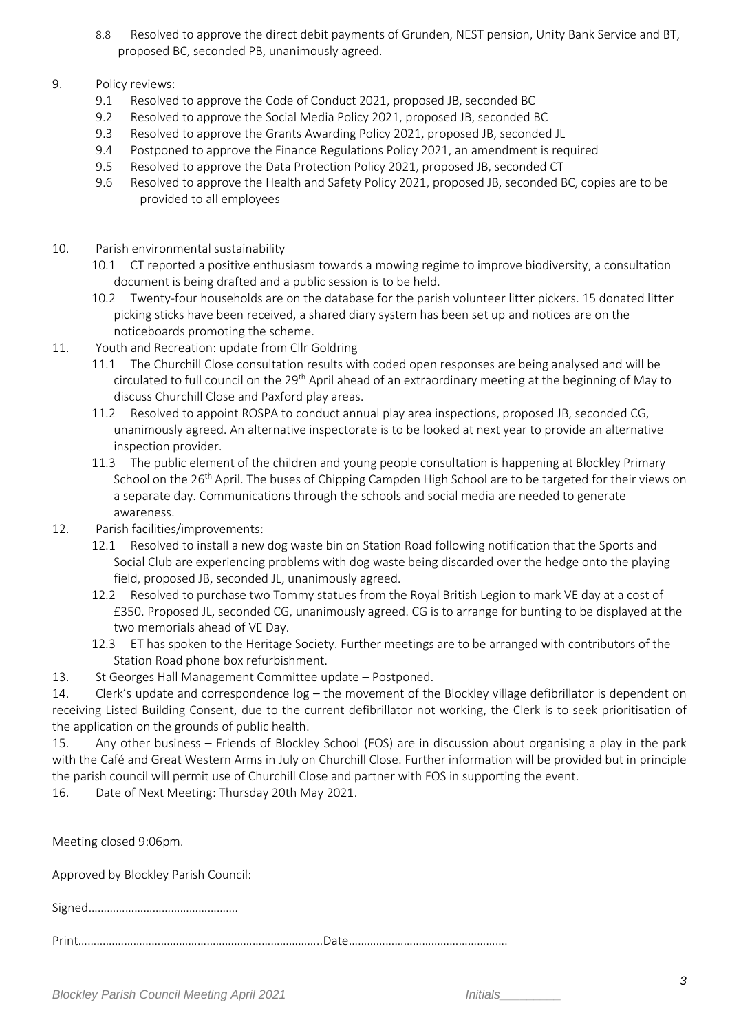8.8 Resolved to approve the direct debit payments of Grunden, NEST pension, Unity Bank Service and BT, proposed BC, seconded PB, unanimously agreed.

9. Policy reviews:
   - 9.1 Resolved to approve the Code of Conduct 2021, proposed JB, seconded BC
   - 9.2 Resolved to approve the Social Media Policy 2021, proposed JB, seconded BC
   - 9.3 Resolved to approve the Grants Awarding Policy 2021, proposed JB, seconded JL
   - 9.4 Postponed to approve the Finance Regulations Policy 2021, an amendment is required
   - 9.5 Resolved to approve the Data Protection Policy 2021, proposed JB, seconded CT
   - 9.6 Resolved to approve the Health and Safety Policy 2021, proposed JB, seconded BC, copies are to be provided to all employees

10. Parish environmental sustainability
    - 10.1 CT reported a positive enthusiasm towards a mowing regime to improve biodiversity, a consultation document is being drafted and a public session is to be held.
    - 10.2 Twenty-four households are on the database for the parish volunteer litter pickers. 15 donated litter picking sticks have been received, a shared diary system has been set up and notices are on the noticeboards promoting the scheme.

11. Youth and Recreation: update from Cllr Goldring
    - 11.1 The Churchill Close consultation results with coded open responses are being analysed and will be circulated to full council on the 29th April ahead of an extraordinary meeting at the beginning of May to discuss Churchill Close and Paxford play areas.
    - 11.2 Resolved to appoint ROSPA to conduct annual play area inspections, proposed JB, seconded CG, unanimously agreed. An alternative inspectorate is to be looked at next year to provide an alternative inspection provider.
    - 11.3 The public element of the children and young people consultation is happening at Blockley Primary School on the 26th April. The buses of Chipping Campden High School are to be targeted for their views on a separate day. Communications through the schools and social media are needed to generate awareness.

12. Parish facilities/improvements:
    - 12.1 Resolved to install a new dog waste bin on Station Road following notification that the Sports and Social Club are experiencing problems with dog waste being discarded over the hedge onto the playing field, proposed JB, seconded JL, unanimously agreed.
    - 12.2 Resolved to purchase two Tommy statues from the Royal British Legion to mark VE day at a cost of £350. Proposed JL, seconded CG, unanimously agreed. CG is to arrange for bunting to be displayed at the two memorials ahead of VE Day.
    - 12.3 ET has spoken to the Heritage Society. Further meetings are to be arranged with contributors of the Station Road phone box refurbishment.

13. St Georges Hall Management Committee update – Postponed.

14. Clerk's update and correspondence log – the movement of the Blockley village defibrillator is dependent on receiving Listed Building Consent, due to the current defibrillator not working, the Clerk is to seek prioritisation of the application on the grounds of public health.

15. Any other business – Friends of Blockley School (FOS) are in discussion about organising a play in the park with the Café and Great Western Arms in July on Churchill Close. Further information will be provided but in principle the parish council will permit use of Churchill Close and partner with FOS in supporting the event.

16. Date of Next Meeting: Thursday 20th May 2021.

Meeting closed 9:06pm.

Approved by Blockley Parish Council:

Signed…………………………………………

Print……………………………………………………………………Date……………………………………………

*Initials________*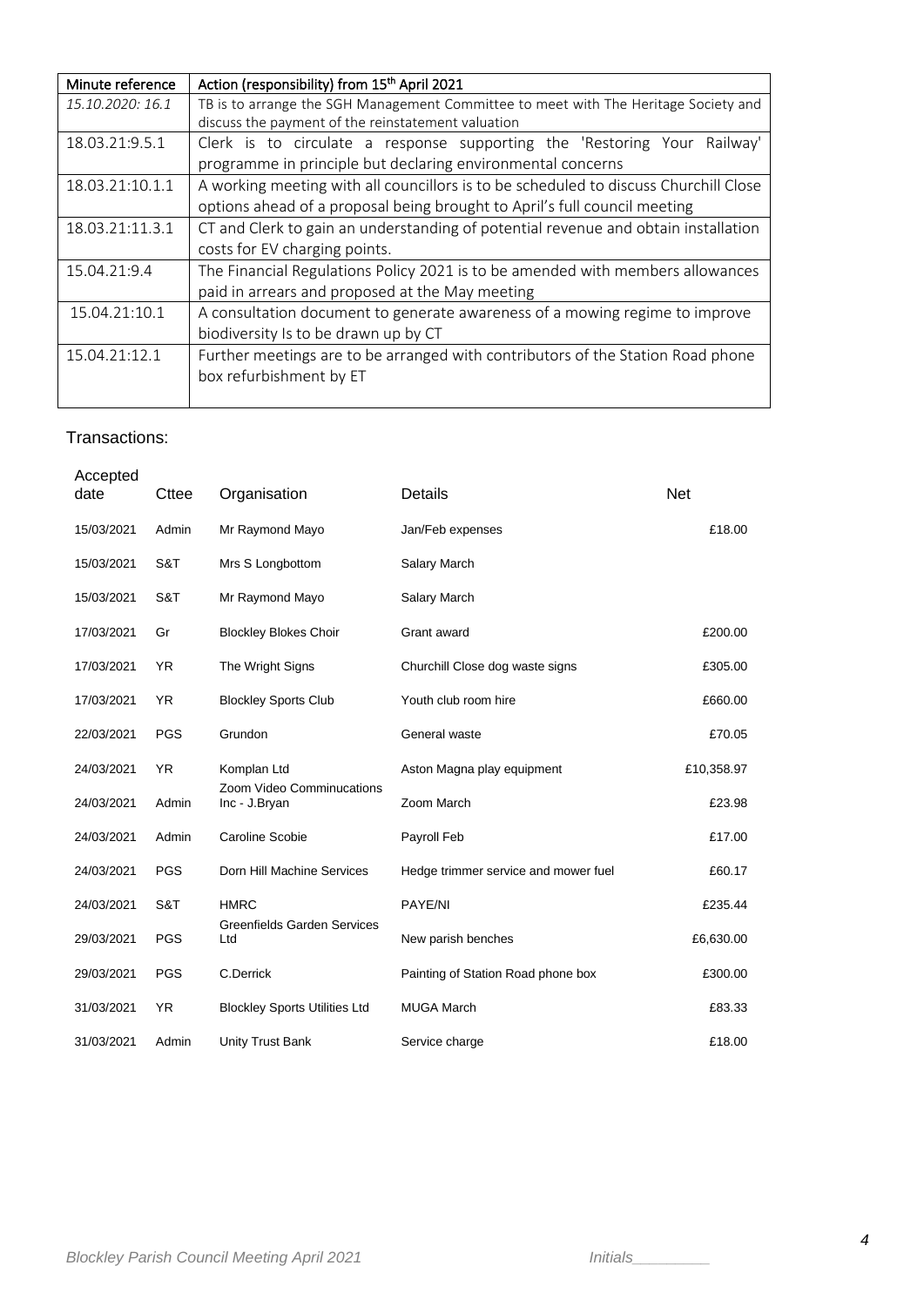| Minute reference | Action (responsibility) from 15th April 2021 |
|---|---|
| *15.10.2020: 16.1* | TB is to arrange the SGH Management Committee to meet with The Heritage Society and discuss the payment of the reinstatement valuation |
| 18.03.21:9.5.1 | Clerk is to circulate a response supporting the 'Restoring Your Railway' programme in principle but declaring environmental concerns |
| 18.03.21:10.1.1 | A working meeting with all councillors is to be scheduled to discuss Churchill Close options ahead of a proposal being brought to April's full council meeting |
| 18.03.21:11.3.1 | CT and Clerk to gain an understanding of potential revenue and obtain installation costs for EV charging points. |
| 15.04.21:9.4 | The Financial Regulations Policy 2021 is to be amended with members allowances paid in arrears and proposed at the May meeting |
| 15.04.21:10.1 | A consultation document to generate awareness of a mowing regime to improve biodiversity Is to be drawn up by CT |
| 15.04.21:12.1 | Further meetings are to be arranged with contributors of the Station Road phone box refurbishment by ET |

## Transactions:

| Accepted date | Cttee | Organisation | Details | Net |
|---|---|---|---|---|
| 15/03/2021 | Admin | Mr Raymond Mayo | Jan/Feb expenses | £18.00 |
| 15/03/2021 | S&T | Mrs S Longbottom | Salary March | |
| 15/03/2021 | S&T | Mr Raymond Mayo | Salary March | |
| 17/03/2021 | Gr | Blockley Blokes Choir | Grant award | £200.00 |
| 17/03/2021 | YR | The Wright Signs | Churchill Close dog waste signs | £305.00 |
| 17/03/2021 | YR | Blockley Sports Club | Youth club room hire | £660.00 |
| 22/03/2021 | PGS | Grundon | General waste | £70.05 |
| 24/03/2021 | YR | Komplan Ltd | Aston Magna play equipment | £10,358.97 |
| 24/03/2021 | Admin | Zoom Video Comminucations Inc - J.Bryan | Zoom March | £23.98 |
| 24/03/2021 | Admin | Caroline Scobie | Payroll Feb | £17.00 |
| 24/03/2021 | PGS | Dorn Hill Machine Services | Hedge trimmer service and mower fuel | £60.17 |
| 24/03/2021 | S&T | HMRC | PAYE/NI | £235.44 |
| 29/03/2021 | PGS | Greenfields Garden Services Ltd | New parish benches | £6,630.00 |
| 29/03/2021 | PGS | C.Derrick | Painting of Station Road phone box | £300.00 |
| 31/03/2021 | YR | Blockley Sports Utilities Ltd | MUGA March | £83.33 |
| 31/03/2021 | Admin | Unity Trust Bank | Service charge | £18.00 |